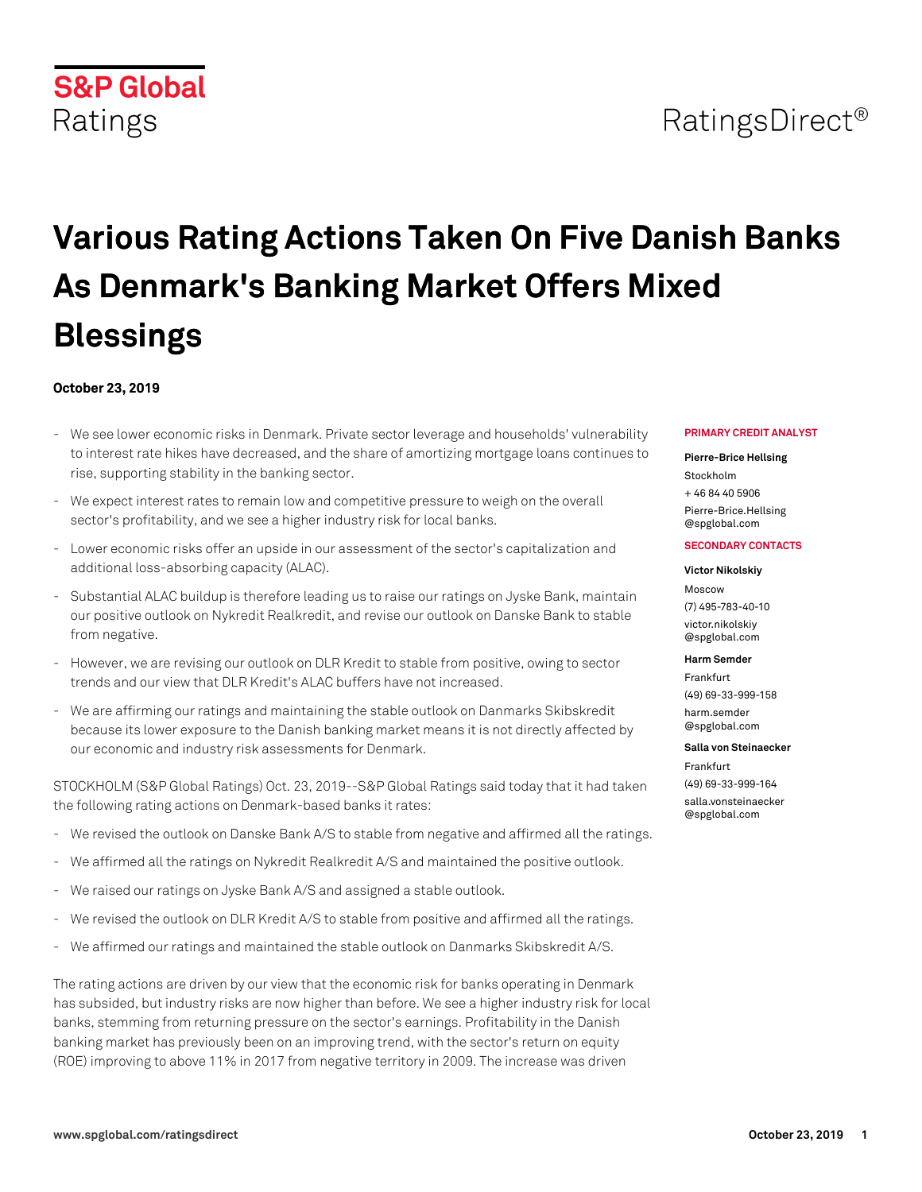# Various Rating Actions Taken On Five Danish Banks As Denmark's Banking Market Offers Mixed Blessings

**October 23, 2019**

- We see lower economic risks in Denmark. Private sector leverage and households' vulnerability to interest rate hikes have decreased, and the share of amortizing mortgage loans continues to rise, supporting stability in the banking sector.
- We expect interest rates to remain low and competitive pressure to weigh on the overall sector's profitability, and we see a higher industry risk for local banks.
- Lower economic risks offer an upside in our assessment of the sector's capitalization and additional loss-absorbing capacity (ALAC).
- Substantial ALAC buildup is therefore leading us to raise our ratings on Jyske Bank, maintain our positive outlook on Nykredit Realkredit, and revise our outlook on Danske Bank to stable from negative.
- However, we are revising our outlook on DLR Kredit to stable from positive, owing to sector trends and our view that DLR Kredit's ALAC buffers have not increased.
- We are affirming our ratings and maintaining the stable outlook on Danmarks Skibskredit because its lower exposure to the Danish banking market means it is not directly affected by our economic and industry risk assessments for Denmark.

**PRIMARY CREDIT ANALYST**

**Pierre-Brice Hellsing**
Stockholm
+ 46 84 40 5906
Pierre-Brice.Hellsing@spglobal.com

**SECONDARY CONTACTS**

**Victor Nikolskiy**
Moscow
(7) 495-783-40-10
victor.nikolskiy@spglobal.com

**Harm Semder**
Frankfurt
(49) 69-33-999-158
harm.semder@spglobal.com

**Salla von Steinaecker**
Frankfurt
(49) 69-33-999-164
salla.vonsteinaecker@spglobal.com

STOCKHOLM (S&P Global Ratings) Oct. 23, 2019--S&P Global Ratings said today that it had taken the following rating actions on Denmark-based banks it rates:

- We revised the outlook on Danske Bank A/S to stable from negative and affirmed all the ratings.
- We affirmed all the ratings on Nykredit Realkredit A/S and maintained the positive outlook.
- We raised our ratings on Jyske Bank A/S and assigned a stable outlook.
- We revised the outlook on DLR Kredit A/S to stable from positive and affirmed all the ratings.
- We affirmed our ratings and maintained the stable outlook on Danmarks Skibskredit A/S.

The rating actions are driven by our view that the economic risk for banks operating in Denmark has subsided, but industry risks are now higher than before. We see a higher industry risk for local banks, stemming from returning pressure on the sector's earnings. Profitability in the Danish banking market has previously been on an improving trend, with the sector's return on equity (ROE) improving to above 11% in 2017 from negative territory in 2009. The increase was driven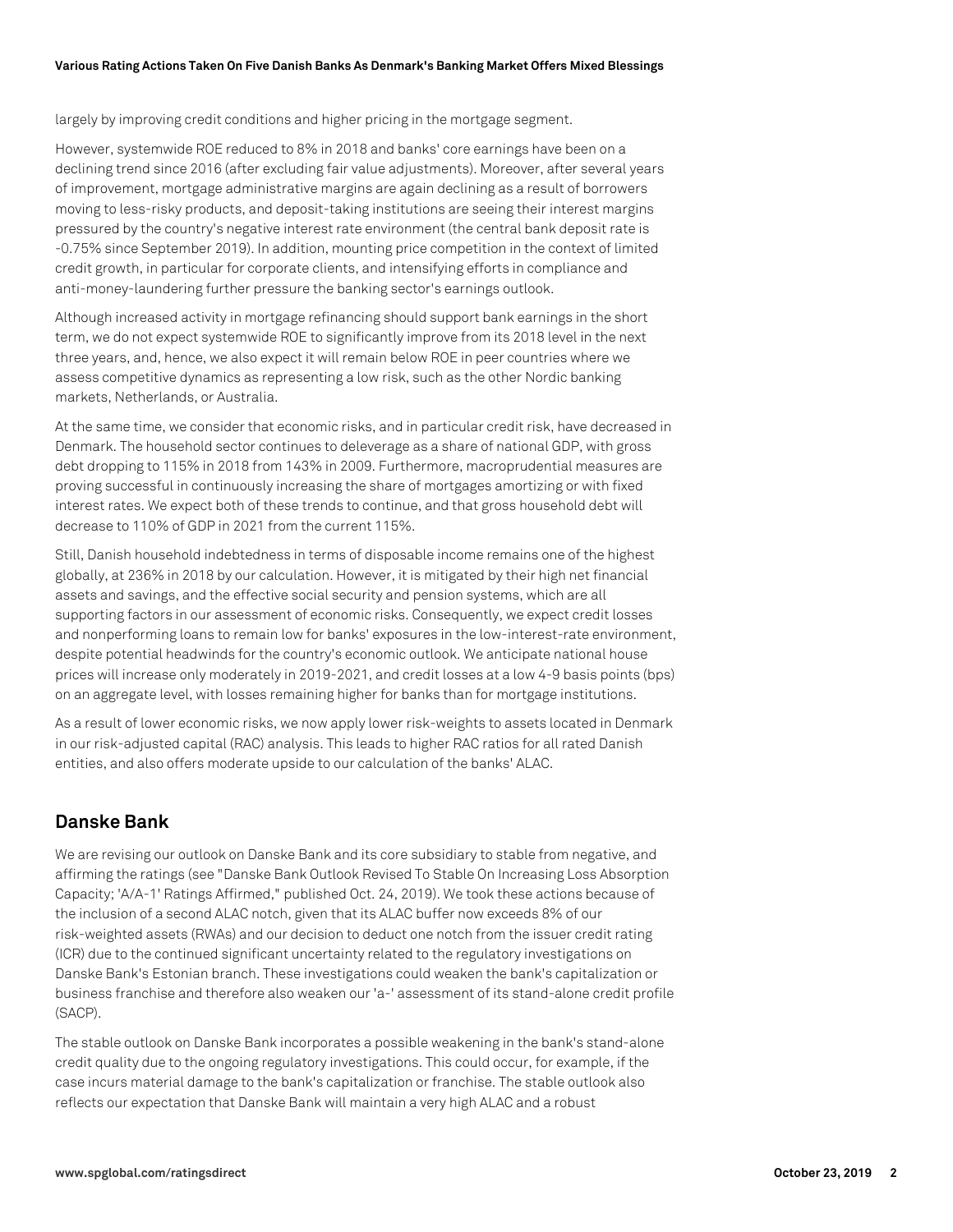largely by improving credit conditions and higher pricing in the mortgage segment.

However, systemwide ROE reduced to 8% in 2018 and banks' core earnings have been on a declining trend since 2016 (after excluding fair value adjustments). Moreover, after several years of improvement, mortgage administrative margins are again declining as a result of borrowers moving to less-risky products, and deposit-taking institutions are seeing their interest margins pressured by the country's negative interest rate environment (the central bank deposit rate is -0.75% since September 2019). In addition, mounting price competition in the context of limited credit growth, in particular for corporate clients, and intensifying efforts in compliance and anti-money-laundering further pressure the banking sector's earnings outlook.

Although increased activity in mortgage refinancing should support bank earnings in the short term, we do not expect systemwide ROE to significantly improve from its 2018 level in the next three years, and, hence, we also expect it will remain below ROE in peer countries where we assess competitive dynamics as representing a low risk, such as the other Nordic banking markets, Netherlands, or Australia.

At the same time, we consider that economic risks, and in particular credit risk, have decreased in Denmark. The household sector continues to deleverage as a share of national GDP, with gross debt dropping to 115% in 2018 from 143% in 2009. Furthermore, macroprudential measures are proving successful in continuously increasing the share of mortgages amortizing or with fixed interest rates. We expect both of these trends to continue, and that gross household debt will decrease to 110% of GDP in 2021 from the current 115%.

Still, Danish household indebtedness in terms of disposable income remains one of the highest globally, at 236% in 2018 by our calculation. However, it is mitigated by their high net financial assets and savings, and the effective social security and pension systems, which are all supporting factors in our assessment of economic risks. Consequently, we expect credit losses and nonperforming loans to remain low for banks' exposures in the low-interest-rate environment, despite potential headwinds for the country's economic outlook. We anticipate national house prices will increase only moderately in 2019-2021, and credit losses at a low 4-9 basis points (bps) on an aggregate level, with losses remaining higher for banks than for mortgage institutions.

As a result of lower economic risks, we now apply lower risk-weights to assets located in Denmark in our risk-adjusted capital (RAC) analysis. This leads to higher RAC ratios for all rated Danish entities, and also offers moderate upside to our calculation of the banks' ALAC.

## Danske Bank

We are revising our outlook on Danske Bank and its core subsidiary to stable from negative, and affirming the ratings (see "Danske Bank Outlook Revised To Stable On Increasing Loss Absorption Capacity; 'A/A-1' Ratings Affirmed," published Oct. 24, 2019). We took these actions because of the inclusion of a second ALAC notch, given that its ALAC buffer now exceeds 8% of our risk-weighted assets (RWAs) and our decision to deduct one notch from the issuer credit rating (ICR) due to the continued significant uncertainty related to the regulatory investigations on Danske Bank's Estonian branch. These investigations could weaken the bank's capitalization or business franchise and therefore also weaken our 'a-' assessment of its stand-alone credit profile (SACP).

The stable outlook on Danske Bank incorporates a possible weakening in the bank's stand-alone credit quality due to the ongoing regulatory investigations. This could occur, for example, if the case incurs material damage to the bank's capitalization or franchise. The stable outlook also reflects our expectation that Danske Bank will maintain a very high ALAC and a robust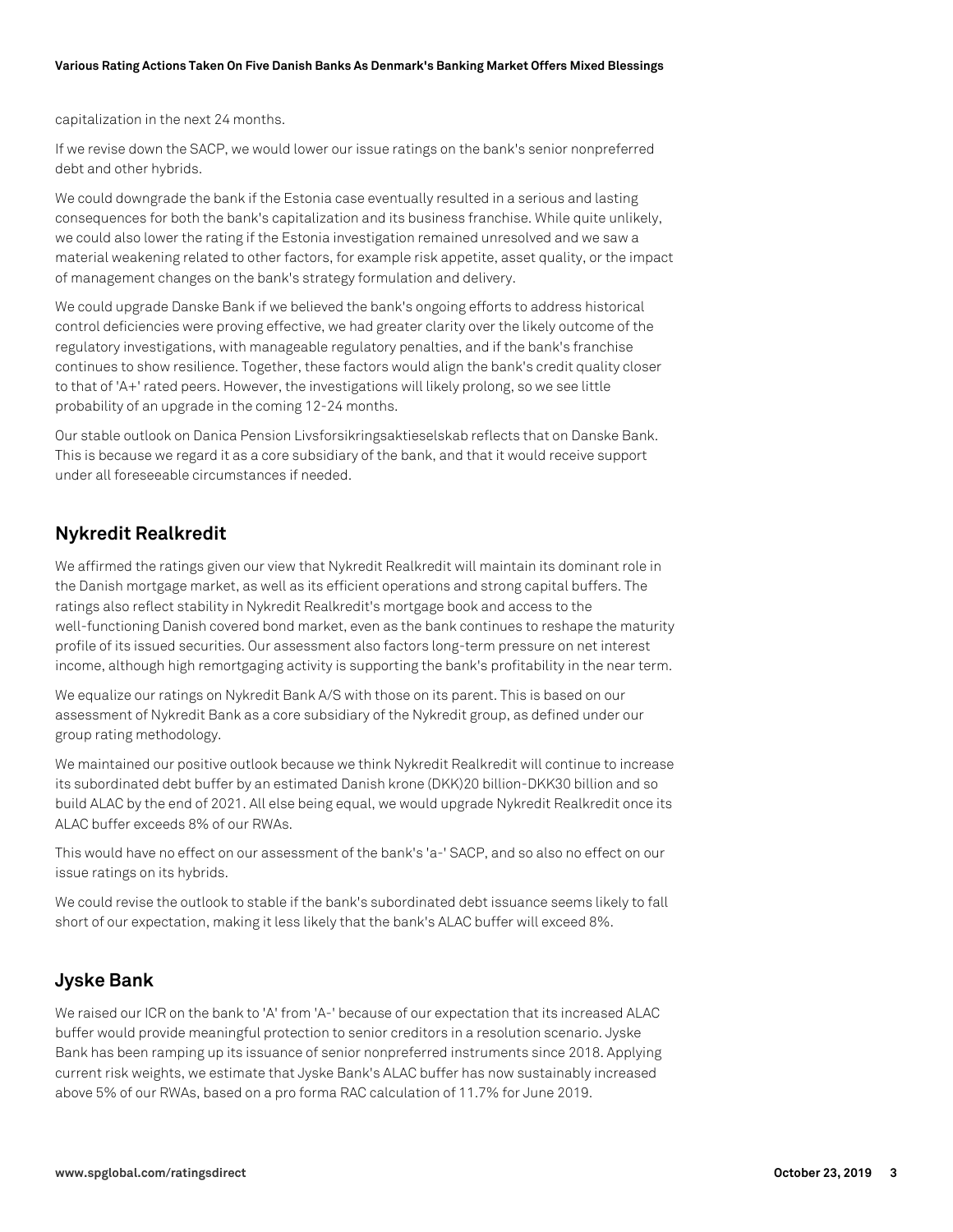capitalization in the next 24 months.

If we revise down the SACP, we would lower our issue ratings on the bank's senior nonpreferred debt and other hybrids.

We could downgrade the bank if the Estonia case eventually resulted in a serious and lasting consequences for both the bank's capitalization and its business franchise. While quite unlikely, we could also lower the rating if the Estonia investigation remained unresolved and we saw a material weakening related to other factors, for example risk appetite, asset quality, or the impact of management changes on the bank's strategy formulation and delivery.

We could upgrade Danske Bank if we believed the bank's ongoing efforts to address historical control deficiencies were proving effective, we had greater clarity over the likely outcome of the regulatory investigations, with manageable regulatory penalties, and if the bank's franchise continues to show resilience. Together, these factors would align the bank's credit quality closer to that of 'A+' rated peers. However, the investigations will likely prolong, so we see little probability of an upgrade in the coming 12-24 months.

Our stable outlook on Danica Pension Livsforsikringsaktieselskab reflects that on Danske Bank. This is because we regard it as a core subsidiary of the bank, and that it would receive support under all foreseeable circumstances if needed.

## Nykredit Realkredit

We affirmed the ratings given our view that Nykredit Realkredit will maintain its dominant role in the Danish mortgage market, as well as its efficient operations and strong capital buffers. The ratings also reflect stability in Nykredit Realkredit's mortgage book and access to the well-functioning Danish covered bond market, even as the bank continues to reshape the maturity profile of its issued securities. Our assessment also factors long-term pressure on net interest income, although high remortgaging activity is supporting the bank's profitability in the near term.

We equalize our ratings on Nykredit Bank A/S with those on its parent. This is based on our assessment of Nykredit Bank as a core subsidiary of the Nykredit group, as defined under our group rating methodology.

We maintained our positive outlook because we think Nykredit Realkredit will continue to increase its subordinated debt buffer by an estimated Danish krone (DKK)20 billion-DKK30 billion and so build ALAC by the end of 2021. All else being equal, we would upgrade Nykredit Realkredit once its ALAC buffer exceeds 8% of our RWAs.

This would have no effect on our assessment of the bank's 'a-' SACP, and so also no effect on our issue ratings on its hybrids.

We could revise the outlook to stable if the bank's subordinated debt issuance seems likely to fall short of our expectation, making it less likely that the bank's ALAC buffer will exceed 8%.

## Jyske Bank

We raised our ICR on the bank to 'A' from 'A-' because of our expectation that its increased ALAC buffer would provide meaningful protection to senior creditors in a resolution scenario. Jyske Bank has been ramping up its issuance of senior nonpreferred instruments since 2018. Applying current risk weights, we estimate that Jyske Bank's ALAC buffer has now sustainably increased above 5% of our RWAs, based on a pro forma RAC calculation of 11.7% for June 2019.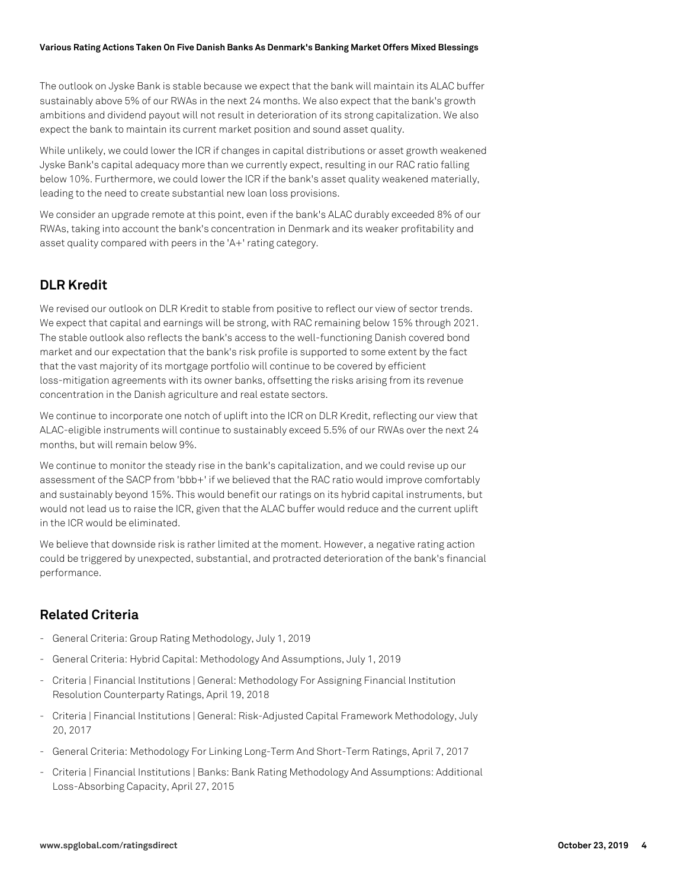The outlook on Jyske Bank is stable because we expect that the bank will maintain its ALAC buffer sustainably above 5% of our RWAs in the next 24 months. We also expect that the bank's growth ambitions and dividend payout will not result in deterioration of its strong capitalization. We also expect the bank to maintain its current market position and sound asset quality.

While unlikely, we could lower the ICR if changes in capital distributions or asset growth weakened Jyske Bank's capital adequacy more than we currently expect, resulting in our RAC ratio falling below 10%. Furthermore, we could lower the ICR if the bank's asset quality weakened materially, leading to the need to create substantial new loan loss provisions.

We consider an upgrade remote at this point, even if the bank's ALAC durably exceeded 8% of our RWAs, taking into account the bank's concentration in Denmark and its weaker profitability and asset quality compared with peers in the 'A+' rating category.

## DLR Kredit

We revised our outlook on DLR Kredit to stable from positive to reflect our view of sector trends. We expect that capital and earnings will be strong, with RAC remaining below 15% through 2021. The stable outlook also reflects the bank's access to the well-functioning Danish covered bond market and our expectation that the bank's risk profile is supported to some extent by the fact that the vast majority of its mortgage portfolio will continue to be covered by efficient loss-mitigation agreements with its owner banks, offsetting the risks arising from its revenue concentration in the Danish agriculture and real estate sectors.

We continue to incorporate one notch of uplift into the ICR on DLR Kredit, reflecting our view that ALAC-eligible instruments will continue to sustainably exceed 5.5% of our RWAs over the next 24 months, but will remain below 9%.

We continue to monitor the steady rise in the bank's capitalization, and we could revise up our assessment of the SACP from 'bbb+' if we believed that the RAC ratio would improve comfortably and sustainably beyond 15%. This would benefit our ratings on its hybrid capital instruments, but would not lead us to raise the ICR, given that the ALAC buffer would reduce and the current uplift in the ICR would be eliminated.

We believe that downside risk is rather limited at the moment. However, a negative rating action could be triggered by unexpected, substantial, and protracted deterioration of the bank's financial performance.

## Related Criteria

- General Criteria: Group Rating Methodology, July 1, 2019
- General Criteria: Hybrid Capital: Methodology And Assumptions, July 1, 2019
- Criteria | Financial Institutions | General: Methodology For Assigning Financial Institution Resolution Counterparty Ratings, April 19, 2018
- Criteria | Financial Institutions | General: Risk-Adjusted Capital Framework Methodology, July 20, 2017
- General Criteria: Methodology For Linking Long-Term And Short-Term Ratings, April 7, 2017
- Criteria | Financial Institutions | Banks: Bank Rating Methodology And Assumptions: Additional Loss-Absorbing Capacity, April 27, 2015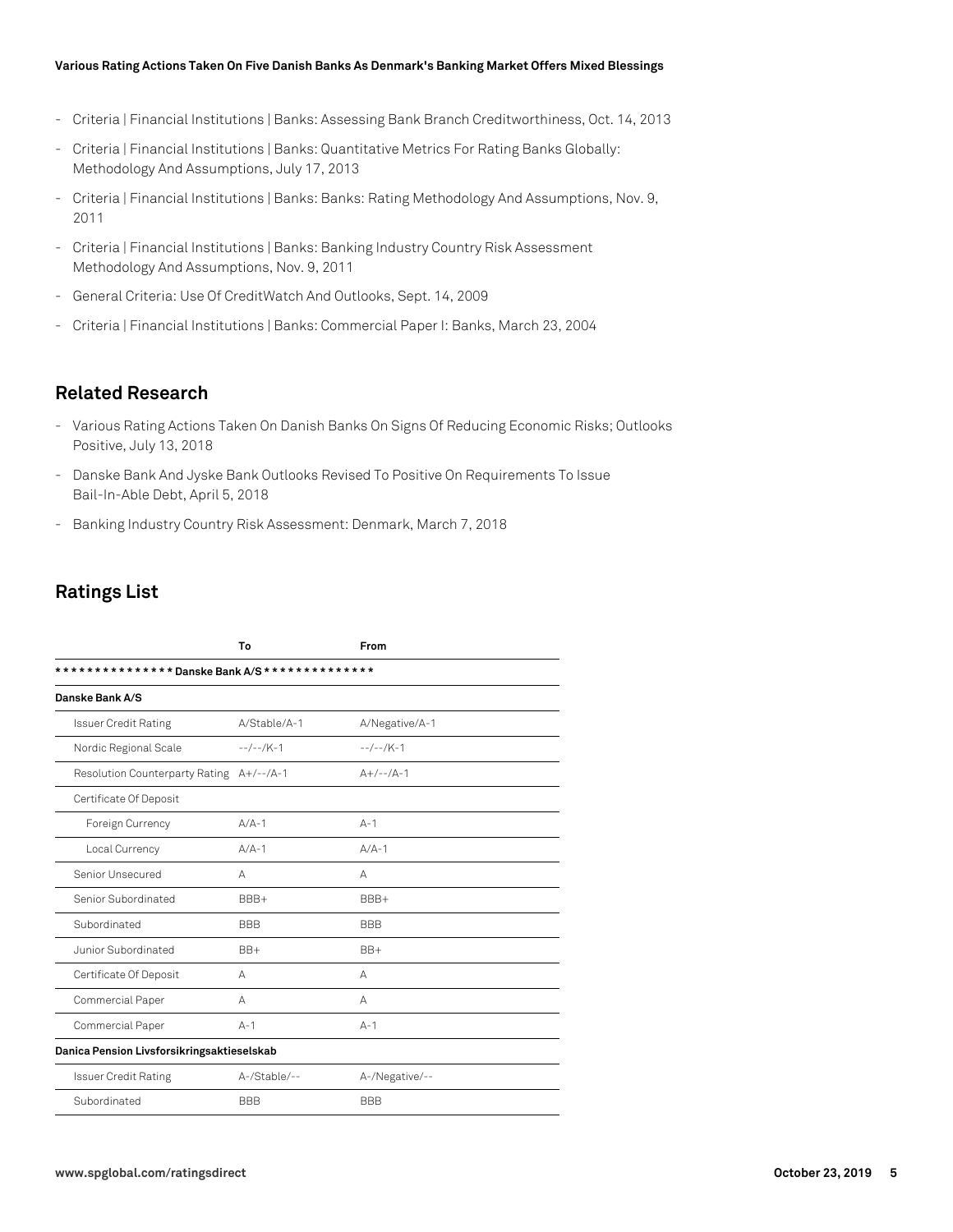- Criteria | Financial Institutions | Banks: Assessing Bank Branch Creditworthiness, Oct. 14, 2013
- Criteria | Financial Institutions | Banks: Quantitative Metrics For Rating Banks Globally: Methodology And Assumptions, July 17, 2013
- Criteria | Financial Institutions | Banks: Banks: Rating Methodology And Assumptions, Nov. 9, 2011
- Criteria | Financial Institutions | Banks: Banking Industry Country Risk Assessment Methodology And Assumptions, Nov. 9, 2011
- General Criteria: Use Of CreditWatch And Outlooks, Sept. 14, 2009
- Criteria | Financial Institutions | Banks: Commercial Paper I: Banks, March 23, 2004

## Related Research

- Various Rating Actions Taken On Danish Banks On Signs Of Reducing Economic Risks; Outlooks Positive, July 13, 2018
- Danske Bank And Jyske Bank Outlooks Revised To Positive On Requirements To Issue Bail-In-Able Debt, April 5, 2018
- Banking Industry Country Risk Assessment: Denmark, March 7, 2018

## Ratings List

| | To | From |
|---|---|---|
| **\*\*\*\*\*\*\*\*\*\*\*\*\*\*\* Danske Bank A/S \*\*\*\*\*\*\*\*\*\*\*\*\*\*\*** | | |
| **Danske Bank A/S** | | |
| Issuer Credit Rating | A/Stable/A-1 | A/Negative/A-1 |
| Nordic Regional Scale | --/--/K-1 | --/--/K-1 |
| Resolution Counterparty Rating | A+/--/A-1 | A+/--/A-1 |
| Certificate Of Deposit | | |
| Foreign Currency | A/A-1 | A-1 |
| Local Currency | A/A-1 | A/A-1 |
| Senior Unsecured | A | A |
| Senior Subordinated | BBB+ | BBB+ |
| Subordinated | BBB | BBB |
| Junior Subordinated | BB+ | BB+ |
| Certificate Of Deposit | A | A |
| Commercial Paper | A | A |
| Commercial Paper | A-1 | A-1 |
| **Danica Pension Livsforsikringsaktieselskab** | | |
| Issuer Credit Rating | A-/Stable/-- | A-/Negative/-- |
| Subordinated | BBB | BBB |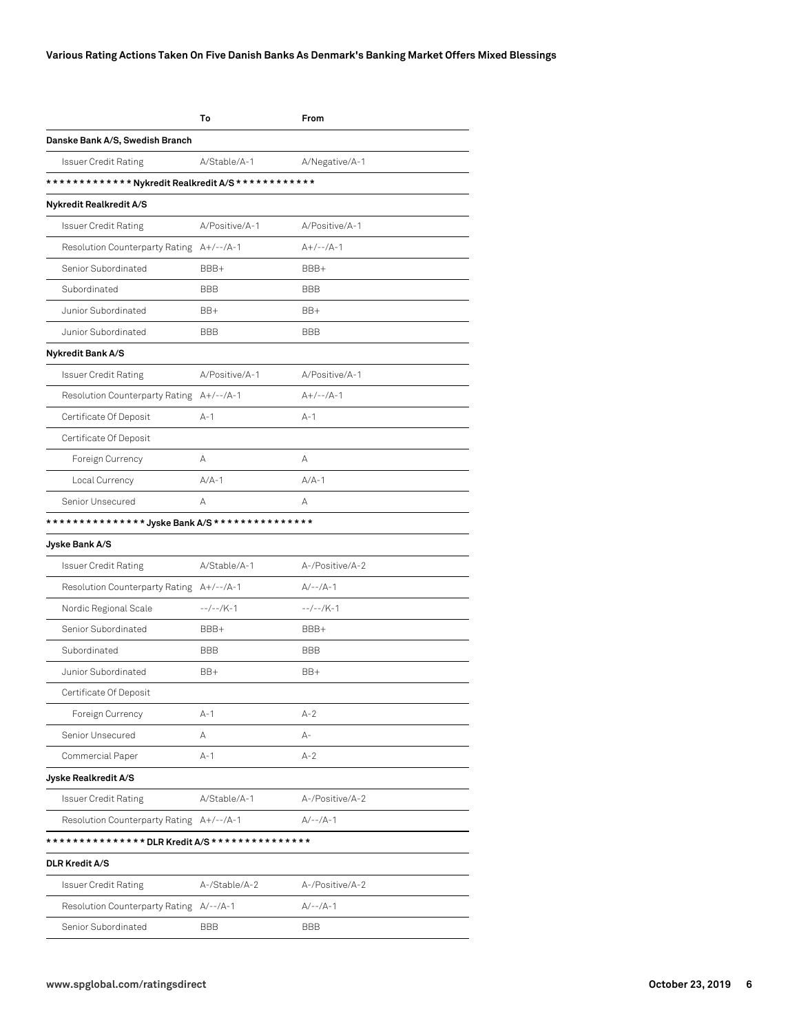| | To | From |
|---|---|---|
| **Danske Bank A/S, Swedish Branch** | | |
| Issuer Credit Rating | A/Stable/A-1 | A/Negative/A-1 |
| **\*\*\*\*\*\*\*\*\*\*\*\*\* Nykredit Realkredit A/S \*\*\*\*\*\*\*\*\*\*\*\*** | | |
| **Nykredit Realkredit A/S** | | |
| Issuer Credit Rating | A/Positive/A-1 | A/Positive/A-1 |
| Resolution Counterparty Rating | A+/--/A-1 | A+/--/A-1 |
| Senior Subordinated | BBB+ | BBB+ |
| Subordinated | BBB | BBB |
| Junior Subordinated | BB+ | BB+ |
| Junior Subordinated | BBB | BBB |
| **Nykredit Bank A/S** | | |
| Issuer Credit Rating | A/Positive/A-1 | A/Positive/A-1 |
| Resolution Counterparty Rating | A+/--/A-1 | A+/--/A-1 |
| Certificate Of Deposit | A-1 | A-1 |
| Certificate Of Deposit | | |
| Foreign Currency | A | A |
| Local Currency | A/A-1 | A/A-1 |
| Senior Unsecured | A | A |
| **\*\*\*\*\*\*\*\*\*\*\*\*\*\*\* Jyske Bank A/S \*\*\*\*\*\*\*\*\*\*\*\*\*\*\*** | | |
| **Jyske Bank A/S** | | |
| Issuer Credit Rating | A/Stable/A-1 | A-/Positive/A-2 |
| Resolution Counterparty Rating | A+/--/A-1 | A/--/A-1 |
| Nordic Regional Scale | --/--/K-1 | --/--/K-1 |
| Senior Subordinated | BBB+ | BBB+ |
| Subordinated | BBB | BBB |
| Junior Subordinated | BB+ | BB+ |
| Certificate Of Deposit | | |
| Foreign Currency | A-1 | A-2 |
| Senior Unsecured | A | A- |
| Commercial Paper | A-1 | A-2 |
| **Jyske Realkredit A/S** | | |
| Issuer Credit Rating | A/Stable/A-1 | A-/Positive/A-2 |
| Resolution Counterparty Rating | A+/--/A-1 | A/--/A-1 |
| **\*\*\*\*\*\*\*\*\*\*\*\*\*\*\* DLR Kredit A/S \*\*\*\*\*\*\*\*\*\*\*\*\*\*\*** | | |
| **DLR Kredit A/S** | | |
| Issuer Credit Rating | A-/Stable/A-2 | A-/Positive/A-2 |
| Resolution Counterparty Rating | A/--/A-1 | A/--/A-1 |
| Senior Subordinated | BBB | BBB |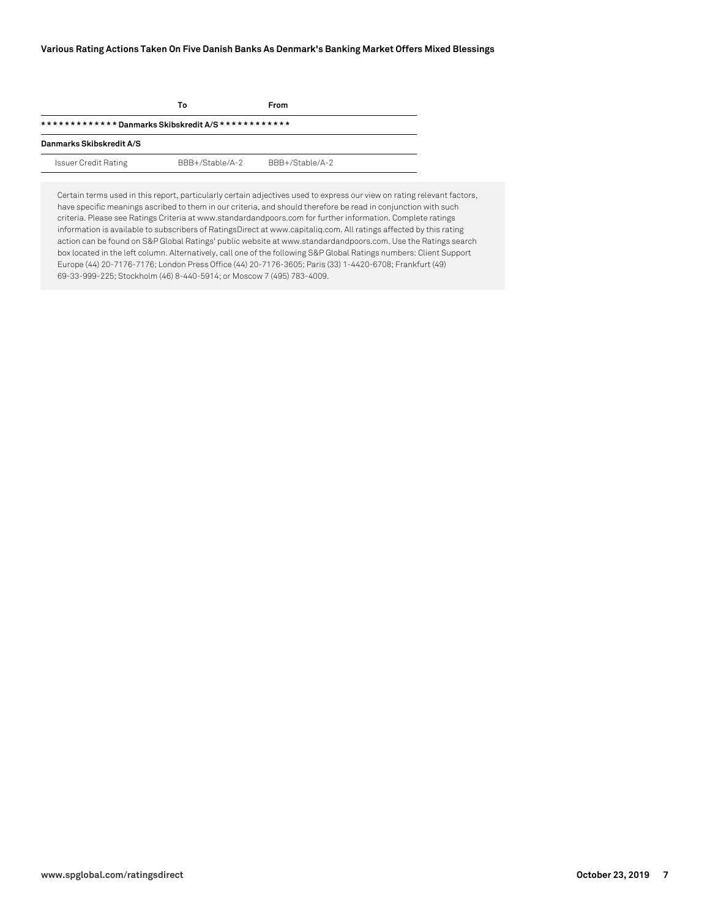| | To | From |
|---|---|---|
| ************* Danmarks Skibskredit A/S ************* | | |
| **Danmarks Skibskredit A/S** | | |
| Issuer Credit Rating | BBB+/Stable/A-2 | BBB+/Stable/A-2 |

Certain terms used in this report, particularly certain adjectives used to express our view on rating relevant factors, have specific meanings ascribed to them in our criteria, and should therefore be read in conjunction with such criteria. Please see Ratings Criteria at www.standardandpoors.com for further information. Complete ratings information is available to subscribers of RatingsDirect at www.capitaliq.com. All ratings affected by this rating action can be found on S&P Global Ratings' public website at www.standardandpoors.com. Use the Ratings search box located in the left column. Alternatively, call one of the following S&P Global Ratings numbers: Client Support Europe (44) 20-7176-7176; London Press Office (44) 20-7176-3605; Paris (33) 1-4420-6708; Frankfurt (49) 69-33-999-225; Stockholm (46) 8-440-5914; or Moscow 7 (495) 783-4009.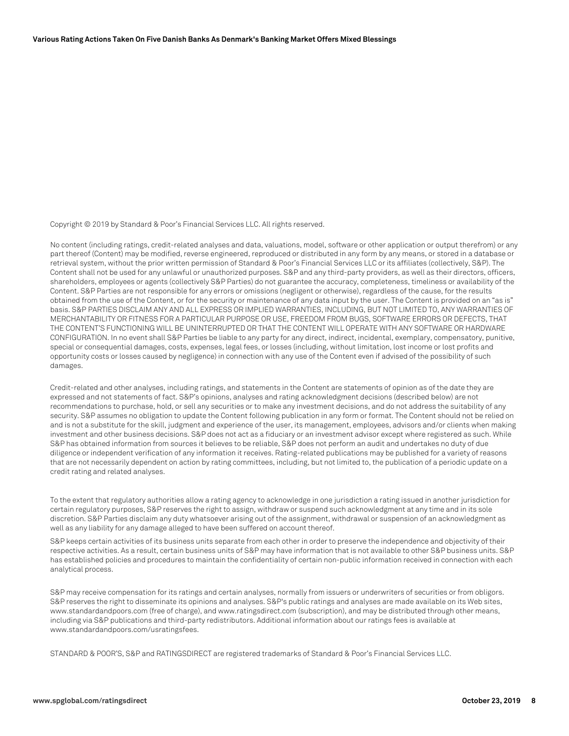Copyright © 2019 by Standard & Poor's Financial Services LLC. All rights reserved.

No content (including ratings, credit-related analyses and data, valuations, model, software or other application or output therefrom) or any part thereof (Content) may be modified, reverse engineered, reproduced or distributed in any form by any means, or stored in a database or retrieval system, without the prior written permission of Standard & Poor's Financial Services LLC or its affiliates (collectively, S&P). The Content shall not be used for any unlawful or unauthorized purposes. S&P and any third-party providers, as well as their directors, officers, shareholders, employees or agents (collectively S&P Parties) do not guarantee the accuracy, completeness, timeliness or availability of the Content. S&P Parties are not responsible for any errors or omissions (negligent or otherwise), regardless of the cause, for the results obtained from the use of the Content, or for the security or maintenance of any data input by the user. The Content is provided on an "as is" basis. S&P PARTIES DISCLAIM ANY AND ALL EXPRESS OR IMPLIED WARRANTIES, INCLUDING, BUT NOT LIMITED TO, ANY WARRANTIES OF MERCHANTABILITY OR FITNESS FOR A PARTICULAR PURPOSE OR USE, FREEDOM FROM BUGS, SOFTWARE ERRORS OR DEFECTS, THAT THE CONTENT'S FUNCTIONING WILL BE UNINTERRUPTED OR THAT THE CONTENT WILL OPERATE WITH ANY SOFTWARE OR HARDWARE CONFIGURATION. In no event shall S&P Parties be liable to any party for any direct, indirect, incidental, exemplary, compensatory, punitive, special or consequential damages, costs, expenses, legal fees, or losses (including, without limitation, lost income or lost profits and opportunity costs or losses caused by negligence) in connection with any use of the Content even if advised of the possibility of such damages.

Credit-related and other analyses, including ratings, and statements in the Content are statements of opinion as of the date they are expressed and not statements of fact. S&P's opinions, analyses and rating acknowledgment decisions (described below) are not recommendations to purchase, hold, or sell any securities or to make any investment decisions, and do not address the suitability of any security. S&P assumes no obligation to update the Content following publication in any form or format. The Content should not be relied on and is not a substitute for the skill, judgment and experience of the user, its management, employees, advisors and/or clients when making investment and other business decisions. S&P does not act as a fiduciary or an investment advisor except where registered as such. While S&P has obtained information from sources it believes to be reliable, S&P does not perform an audit and undertakes no duty of due diligence or independent verification of any information it receives. Rating-related publications may be published for a variety of reasons that are not necessarily dependent on action by rating committees, including, but not limited to, the publication of a periodic update on a credit rating and related analyses.

To the extent that regulatory authorities allow a rating agency to acknowledge in one jurisdiction a rating issued in another jurisdiction for certain regulatory purposes, S&P reserves the right to assign, withdraw or suspend such acknowledgment at any time and in its sole discretion. S&P Parties disclaim any duty whatsoever arising out of the assignment, withdrawal or suspension of an acknowledgment as well as any liability for any damage alleged to have been suffered on account thereof.

S&P keeps certain activities of its business units separate from each other in order to preserve the independence and objectivity of their respective activities. As a result, certain business units of S&P may have information that is not available to other S&P business units. S&P has established policies and procedures to maintain the confidentiality of certain non-public information received in connection with each analytical process.

S&P may receive compensation for its ratings and certain analyses, normally from issuers or underwriters of securities or from obligors. S&P reserves the right to disseminate its opinions and analyses. S&P's public ratings and analyses are made available on its Web sites, www.standardandpoors.com (free of charge), and www.ratingsdirect.com (subscription), and may be distributed through other means, including via S&P publications and third-party redistributors. Additional information about our ratings fees is available at www.standardandpoors.com/usratingsfees.

STANDARD & POOR'S, S&P and RATINGSDIRECT are registered trademarks of Standard & Poor's Financial Services LLC.